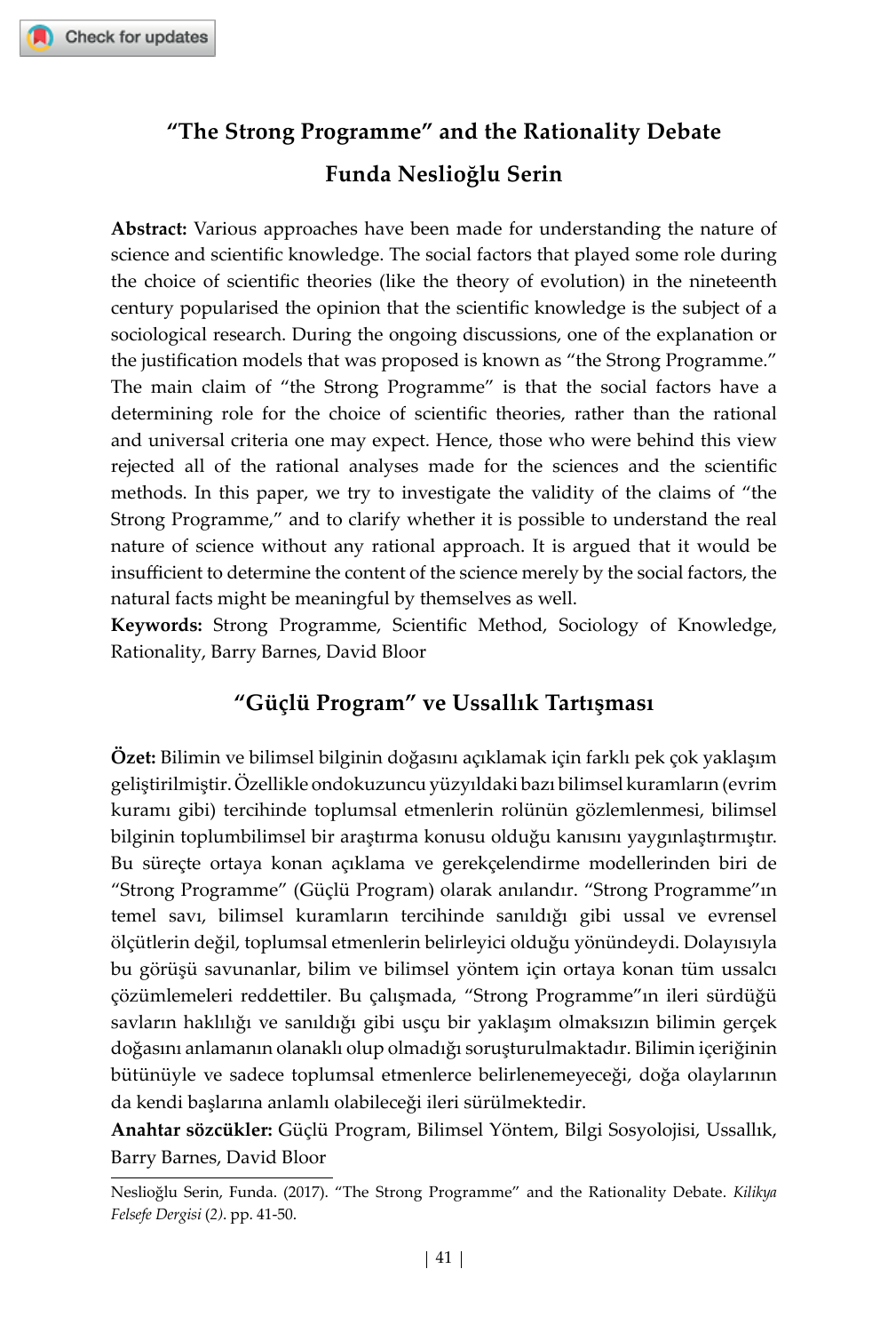# "The Strong Programme" and the Rationality Debate

## Funda Neslioğlu Serin

**Abstract:** Various approaches have been made for understanding the nature of science and scientific knowledge. The social factors that played some role during the choice of scientific theories (like the theory of evolution) in the nineteenth century popularised the opinion that the scientific knowledge is the subject of a sociological research. During the ongoing discussions, one of the explanation or the justification models that was proposed is known as "the Strong Programme." The main claim of "the Strong Programme" is that the social factors have a determining role for the choice of scientific theories, rather than the rational and universal criteria one may expect. Hence, those who were behind this view rejected all of the rational analyses made for the sciences and the scientific methods. In this paper, we try to investigate the validity of the claims of "the Strong Programme," and to clarify whether it is possible to understand the real nature of science without any rational approach. It is argued that it would be insufficient to determine the content of the science merely by the social factors, the natural facts might be meaningful by themselves as well.

**Keywords:** Strong Programme, Scientific Method, Sociology of Knowledge, Rationality, Barry Barnes, David Bloor

## "Güçlü Program" ve Ussallık Tartışması

**Özet:** Bilimin ve bilimsel bilginin doğasını açıklamak için farklı pek çok yaklaşım geliştirilmiştir. Özellikle ondokuzuncu yüzyıldaki bazı bilimsel kuramların (evrim kuramı gibi) tercihinde toplumsal etmenlerin rolünün gözlemlenmesi, bilimsel bilginin toplumbilimsel bir araştırma konusu olduğu kanısını yaygınlaştırmıştır. Bu süreçte ortaya konan açıklama ve gerekçelendirme modellerinden biri de "Strong Programme" (Güçlü Program) olarak anılandır. "Strong Programme"ın temel savı, bilimsel kuramların tercihinde sanıldığı gibi ussal ve evrensel ölçütlerin değil, toplumsal etmenlerin belirleyici olduğu yönündeydi. Dolayısıyla bu görüşü savunanlar, bilim ve bilimsel yöntem için ortaya konan tüm ussalcı çözümlemeleri reddettiler. Bu çalışmada, "Strong Programme"ın ileri sürdüğü savların haklılığı ve sanıldığı gibi usçu bir yaklaşım olmaksızın bilimin gerçek doğasını anlamanın olanaklı olup olmadığı soruşturulmaktadır. Bilimin içeriğinin bütünüyle ve sadece toplumsal etmenlerce belirlenemeyeceği, doğa olaylarının da kendi başlarına anlamlı olabileceği ileri sürülmektedir.

**Anahtar sözcükler:** Güçlü Program, Bilimsel Yöntem, Bilgi Sosyolojisi, Ussallık, Barry Barnes, David Bloor

---

Neslioğlu Serin, Funda. (2017). "The Strong Programme" and the Rationality Debate. *Kilikya Felsefe Dergisi* (*2*). pp. 41-50.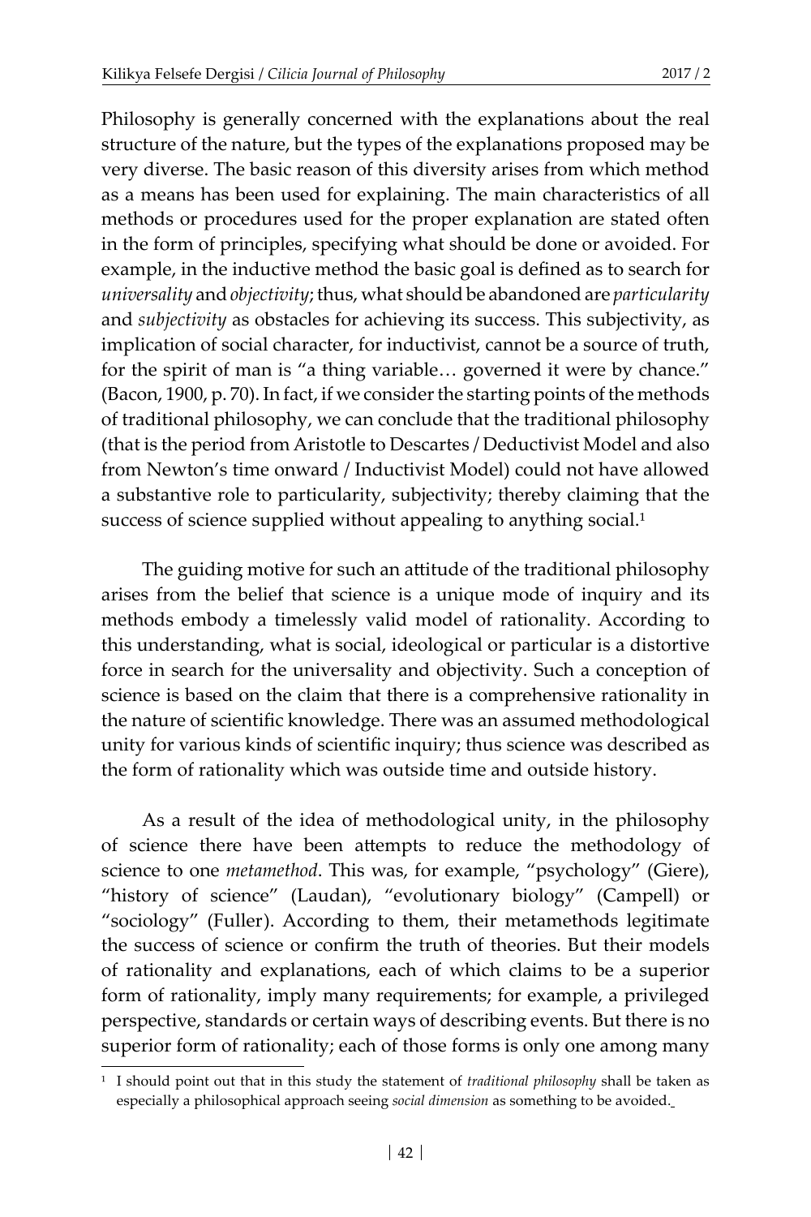Philosophy is generally concerned with the explanations about the real structure of the nature, but the types of the explanations proposed may be very diverse. The basic reason of this diversity arises from which method as a means has been used for explaining. The main characteristics of all methods or procedures used for the proper explanation are stated often in the form of principles, specifying what should be done or avoided. For example, in the inductive method the basic goal is defined as to search for *universality* and *objectivity*; thus, what should be abandoned are *particularity* and *subjectivity* as obstacles for achieving its success. This subjectivity, as implication of social character, for inductivist, cannot be a source of truth, for the spirit of man is "a thing variable… governed it were by chance." (Bacon, 1900, p. 70). In fact, if we consider the starting points of the methods of traditional philosophy, we can conclude that the traditional philosophy (that is the period from Aristotle to Descartes / Deductivist Model and also from Newton's time onward / Inductivist Model) could not have allowed a substantive role to particularity, subjectivity; thereby claiming that the success of science supplied without appealing to anything social.[1]

The guiding motive for such an attitude of the traditional philosophy arises from the belief that science is a unique mode of inquiry and its methods embody a timelessly valid model of rationality. According to this understanding, what is social, ideological or particular is a distortive force in search for the universality and objectivity. Such a conception of science is based on the claim that there is a comprehensive rationality in the nature of scientific knowledge. There was an assumed methodological unity for various kinds of scientific inquiry; thus science was described as the form of rationality which was outside time and outside history.

As a result of the idea of methodological unity, in the philosophy of science there have been attempts to reduce the methodology of science to one *metamethod*. This was, for example, "psychology" (Giere), "history of science" (Laudan), "evolutionary biology" (Campell) or "sociology" (Fuller). According to them, their metamethods legitimate the success of science or confirm the truth of theories. But their models of rationality and explanations, each of which claims to be a superior form of rationality, imply many requirements; for example, a privileged perspective, standards or certain ways of describing events. But there is no superior form of rationality; each of those forms is only one among many

---

[1] I should point out that in this study the statement of *traditional philosophy* shall be taken as especially a philosophical approach seeing *social dimension* as something to be avoided.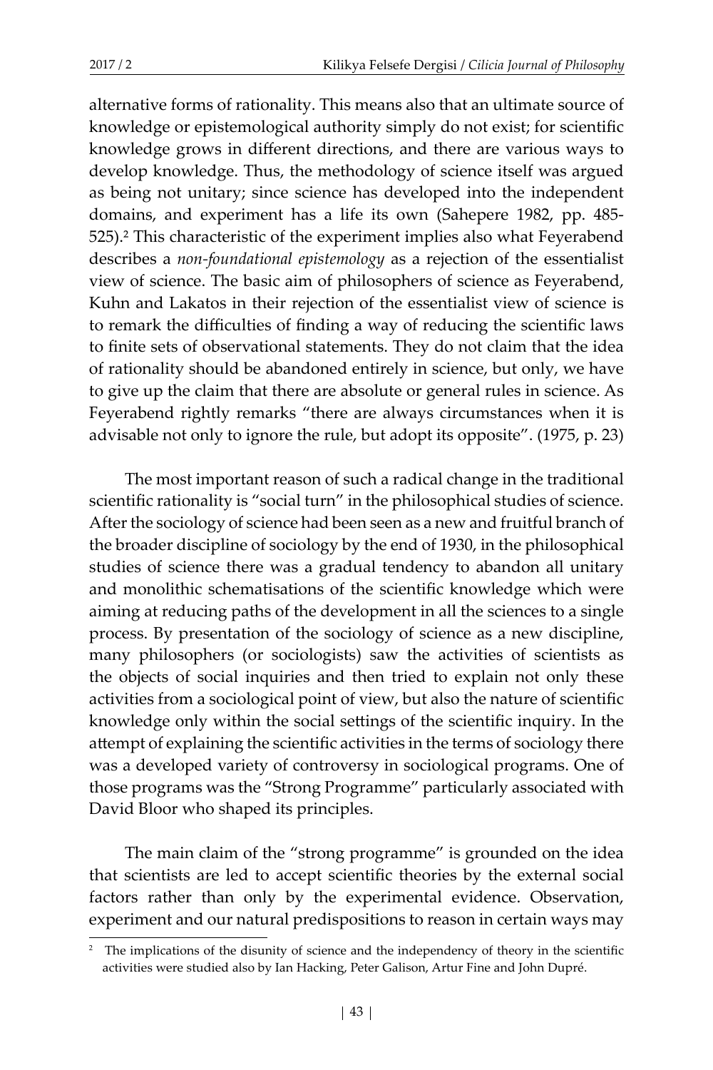alternative forms of rationality. This means also that an ultimate source of knowledge or epistemological authority simply do not exist; for scientific knowledge grows in different directions, and there are various ways to develop knowledge. Thus, the methodology of science itself was argued as being not unitary; since science has developed into the independent domains, and experiment has a life its own (Sahepere 1982, pp. 485-525).[2] This characteristic of the experiment implies also what Feyerabend describes a *non-foundational epistemology* as a rejection of the essentialist view of science. The basic aim of philosophers of science as Feyerabend, Kuhn and Lakatos in their rejection of the essentialist view of science is to remark the difficulties of finding a way of reducing the scientific laws to finite sets of observational statements. They do not claim that the idea of rationality should be abandoned entirely in science, but only, we have to give up the claim that there are absolute or general rules in science. As Feyerabend rightly remarks "there are always circumstances when it is advisable not only to ignore the rule, but adopt its opposite". (1975, p. 23)

The most important reason of such a radical change in the traditional scientific rationality is "social turn" in the philosophical studies of science. After the sociology of science had been seen as a new and fruitful branch of the broader discipline of sociology by the end of 1930, in the philosophical studies of science there was a gradual tendency to abandon all unitary and monolithic schematisations of the scientific knowledge which were aiming at reducing paths of the development in all the sciences to a single process. By presentation of the sociology of science as a new discipline, many philosophers (or sociologists) saw the activities of scientists as the objects of social inquiries and then tried to explain not only these activities from a sociological point of view, but also the nature of scientific knowledge only within the social settings of the scientific inquiry. In the attempt of explaining the scientific activities in the terms of sociology there was a developed variety of controversy in sociological programs. One of those programs was the "Strong Programme" particularly associated with David Bloor who shaped its principles.

The main claim of the "strong programme" is grounded on the idea that scientists are led to accept scientific theories by the external social factors rather than only by the experimental evidence. Observation, experiment and our natural predispositions to reason in certain ways may

---

[2] The implications of the disunity of science and the independency of theory in the scientific activities were studied also by Ian Hacking, Peter Galison, Artur Fine and John Dupré.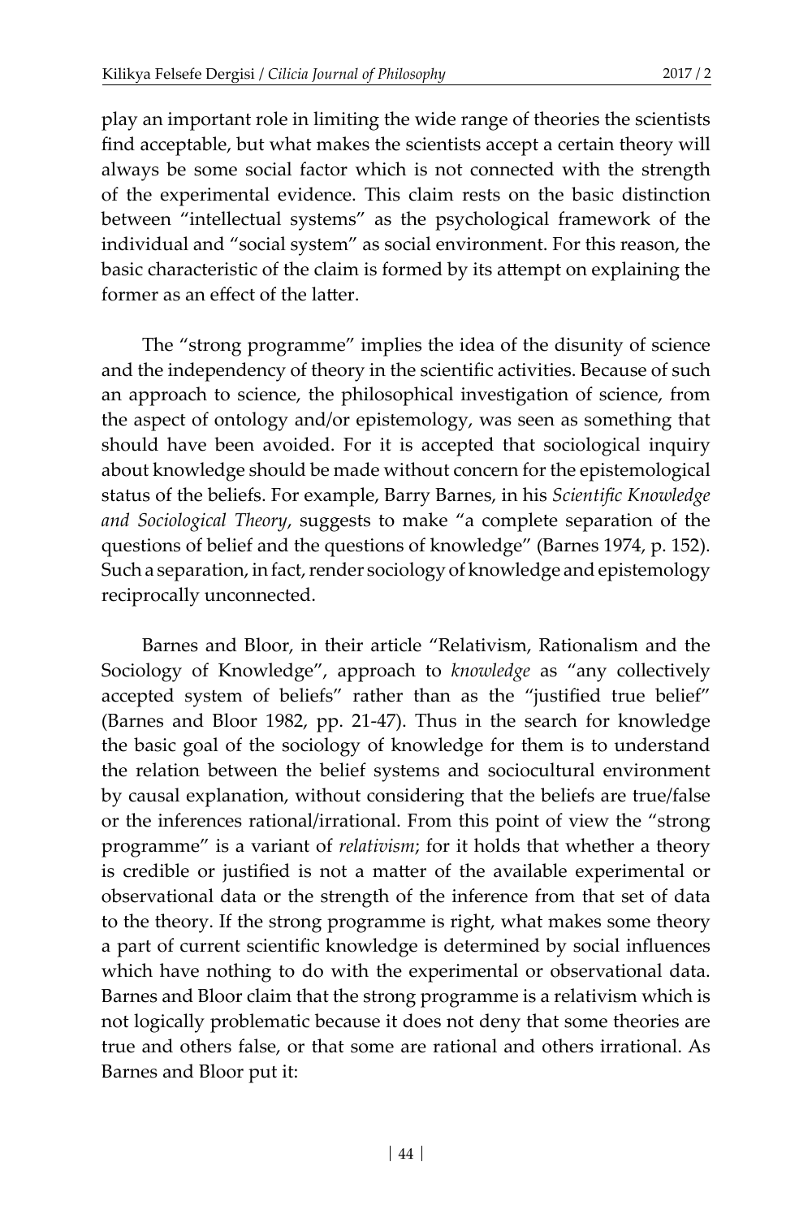play an important role in limiting the wide range of theories the scientists find acceptable, but what makes the scientists accept a certain theory will always be some social factor which is not connected with the strength of the experimental evidence. This claim rests on the basic distinction between "intellectual systems" as the psychological framework of the individual and "social system" as social environment. For this reason, the basic characteristic of the claim is formed by its attempt on explaining the former as an effect of the latter.

The "strong programme" implies the idea of the disunity of science and the independency of theory in the scientific activities. Because of such an approach to science, the philosophical investigation of science, from the aspect of ontology and/or epistemology, was seen as something that should have been avoided. For it is accepted that sociological inquiry about knowledge should be made without concern for the epistemological status of the beliefs. For example, Barry Barnes, in his *Scientific Knowledge and Sociological Theory*, suggests to make "a complete separation of the questions of belief and the questions of knowledge" (Barnes 1974, p. 152). Such a separation, in fact, render sociology of knowledge and epistemology reciprocally unconnected.

Barnes and Bloor, in their article "Relativism, Rationalism and the Sociology of Knowledge", approach to *knowledge* as "any collectively accepted system of beliefs" rather than as the "justified true belief" (Barnes and Bloor 1982, pp. 21-47). Thus in the search for knowledge the basic goal of the sociology of knowledge for them is to understand the relation between the belief systems and sociocultural environment by causal explanation, without considering that the beliefs are true/false or the inferences rational/irrational. From this point of view the "strong programme" is a variant of *relativism*; for it holds that whether a theory is credible or justified is not a matter of the available experimental or observational data or the strength of the inference from that set of data to the theory. If the strong programme is right, what makes some theory a part of current scientific knowledge is determined by social influences which have nothing to do with the experimental or observational data. Barnes and Bloor claim that the strong programme is a relativism which is not logically problematic because it does not deny that some theories are true and others false, or that some are rational and others irrational. As Barnes and Bloor put it: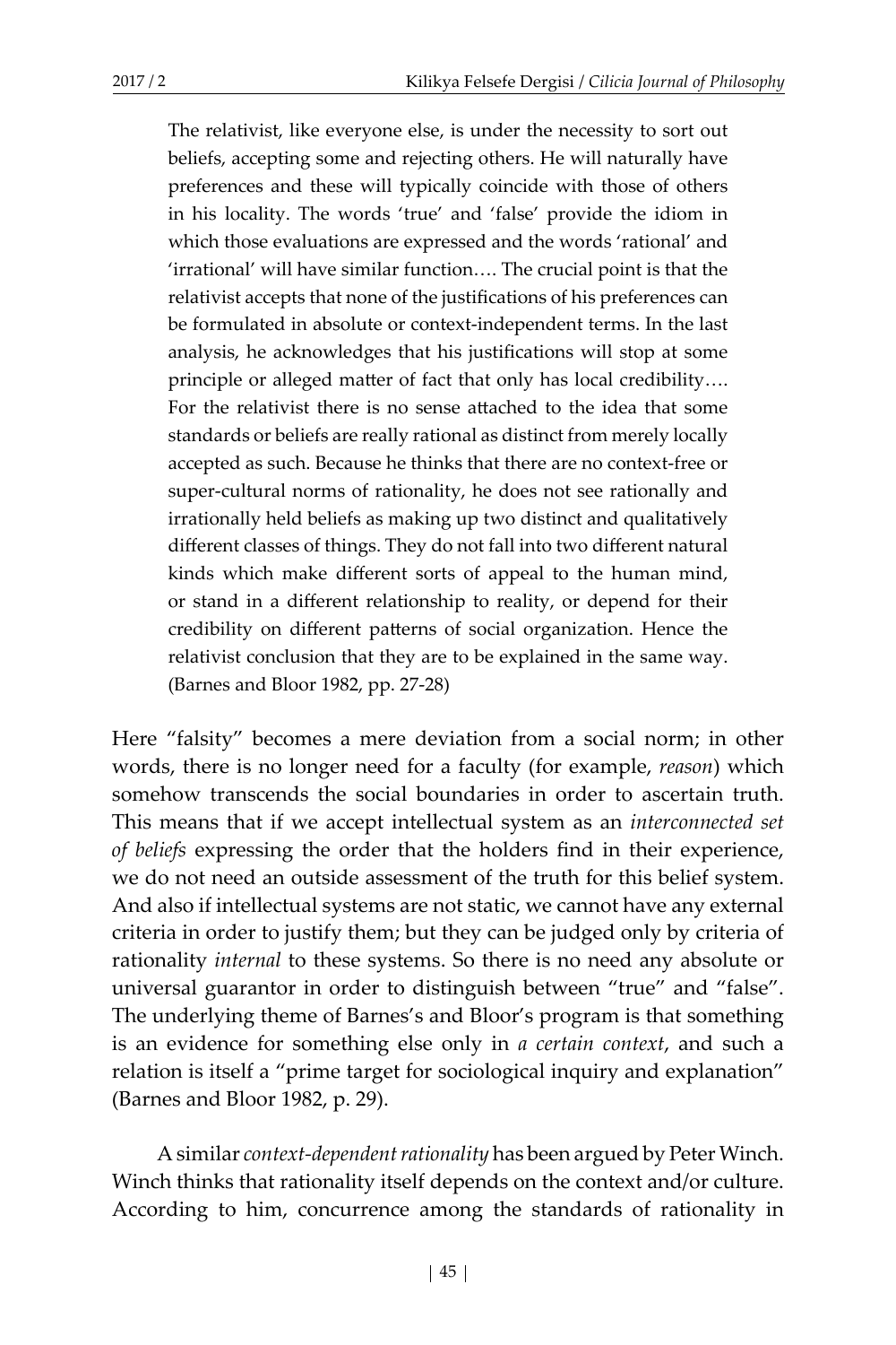> The relativist, like everyone else, is under the necessity to sort out beliefs, accepting some and rejecting others. He will naturally have preferences and these will typically coincide with those of others in his locality. The words 'true' and 'false' provide the idiom in which those evaluations are expressed and the words 'rational' and 'irrational' will have similar function…. The crucial point is that the relativist accepts that none of the justifications of his preferences can be formulated in absolute or context-independent terms. In the last analysis, he acknowledges that his justifications will stop at some principle or alleged matter of fact that only has local credibility…. For the relativist there is no sense attached to the idea that some standards or beliefs are really rational as distinct from merely locally accepted as such. Because he thinks that there are no context-free or super-cultural norms of rationality, he does not see rationally and irrationally held beliefs as making up two distinct and qualitatively different classes of things. They do not fall into two different natural kinds which make different sorts of appeal to the human mind, or stand in a different relationship to reality, or depend for their credibility on different patterns of social organization. Hence the relativist conclusion that they are to be explained in the same way. (Barnes and Bloor 1982, pp. 27-28)

Here "falsity" becomes a mere deviation from a social norm; in other words, there is no longer need for a faculty (for example, *reason*) which somehow transcends the social boundaries in order to ascertain truth. This means that if we accept intellectual system as an *interconnected set of beliefs* expressing the order that the holders find in their experience, we do not need an outside assessment of the truth for this belief system. And also if intellectual systems are not static, we cannot have any external criteria in order to justify them; but they can be judged only by criteria of rationality *internal* to these systems. So there is no need any absolute or universal guarantor in order to distinguish between "true" and "false". The underlying theme of Barnes's and Bloor's program is that something is an evidence for something else only in *a certain context*, and such a relation is itself a "prime target for sociological inquiry and explanation" (Barnes and Bloor 1982, p. 29).

A similar *context-dependent rationality* has been argued by Peter Winch. Winch thinks that rationality itself depends on the context and/or culture. According to him, concurrence among the standards of rationality in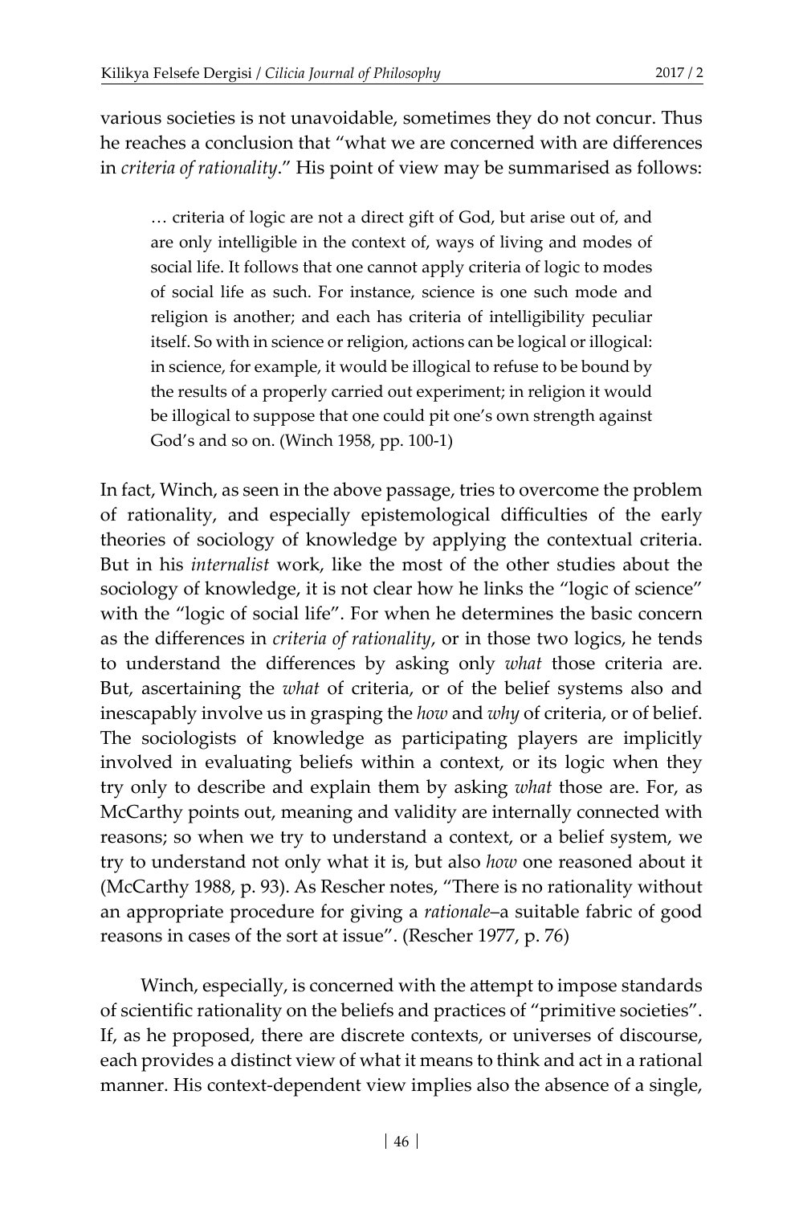various societies is not unavoidable, sometimes they do not concur. Thus he reaches a conclusion that "what we are concerned with are differences in *criteria of rationality*." His point of view may be summarised as follows:

> … criteria of logic are not a direct gift of God, but arise out of, and are only intelligible in the context of, ways of living and modes of social life. It follows that one cannot apply criteria of logic to modes of social life as such. For instance, science is one such mode and religion is another; and each has criteria of intelligibility peculiar itself. So with in science or religion, actions can be logical or illogical: in science, for example, it would be illogical to refuse to be bound by the results of a properly carried out experiment; in religion it would be illogical to suppose that one could pit one's own strength against God's and so on. (Winch 1958, pp. 100-1)

In fact, Winch, as seen in the above passage, tries to overcome the problem of rationality, and especially epistemological difficulties of the early theories of sociology of knowledge by applying the contextual criteria. But in his *internalist* work, like the most of the other studies about the sociology of knowledge, it is not clear how he links the "logic of science" with the "logic of social life". For when he determines the basic concern as the differences in *criteria of rationality*, or in those two logics, he tends to understand the differences by asking only *what* those criteria are. But, ascertaining the *what* of criteria, or of the belief systems also and inescapably involve us in grasping the *how* and *why* of criteria, or of belief. The sociologists of knowledge as participating players are implicitly involved in evaluating beliefs within a context, or its logic when they try only to describe and explain them by asking *what* those are. For, as McCarthy points out, meaning and validity are internally connected with reasons; so when we try to understand a context, or a belief system, we try to understand not only what it is, but also *how* one reasoned about it (McCarthy 1988, p. 93). As Rescher notes, "There is no rationality without an appropriate procedure for giving a *rationale*–a suitable fabric of good reasons in cases of the sort at issue". (Rescher 1977, p. 76)

Winch, especially, is concerned with the attempt to impose standards of scientific rationality on the beliefs and practices of "primitive societies". If, as he proposed, there are discrete contexts, or universes of discourse, each provides a distinct view of what it means to think and act in a rational manner. His context-dependent view implies also the absence of a single,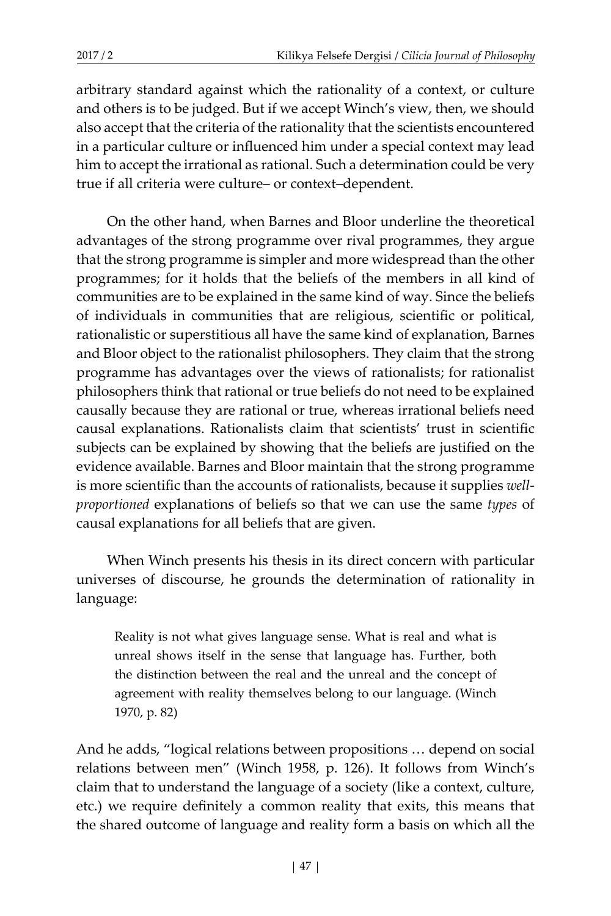arbitrary standard against which the rationality of a context, or culture and others is to be judged. But if we accept Winch's view, then, we should also accept that the criteria of the rationality that the scientists encountered in a particular culture or influenced him under a special context may lead him to accept the irrational as rational. Such a determination could be very true if all criteria were culture– or context–dependent.

On the other hand, when Barnes and Bloor underline the theoretical advantages of the strong programme over rival programmes, they argue that the strong programme is simpler and more widespread than the other programmes; for it holds that the beliefs of the members in all kind of communities are to be explained in the same kind of way. Since the beliefs of individuals in communities that are religious, scientific or political, rationalistic or superstitious all have the same kind of explanation, Barnes and Bloor object to the rationalist philosophers. They claim that the strong programme has advantages over the views of rationalists; for rationalist philosophers think that rational or true beliefs do not need to be explained causally because they are rational or true, whereas irrational beliefs need causal explanations. Rationalists claim that scientists' trust in scientific subjects can be explained by showing that the beliefs are justified on the evidence available. Barnes and Bloor maintain that the strong programme is more scientific than the accounts of rationalists, because it supplies *well-proportioned* explanations of beliefs so that we can use the same *types* of causal explanations for all beliefs that are given.

When Winch presents his thesis in its direct concern with particular universes of discourse, he grounds the determination of rationality in language:

> Reality is not what gives language sense. What is real and what is unreal shows itself in the sense that language has. Further, both the distinction between the real and the unreal and the concept of agreement with reality themselves belong to our language. (Winch 1970, p. 82)

And he adds, "logical relations between propositions … depend on social relations between men" (Winch 1958, p. 126). It follows from Winch's claim that to understand the language of a society (like a context, culture, etc.) we require definitely a common reality that exits, this means that the shared outcome of language and reality form a basis on which all the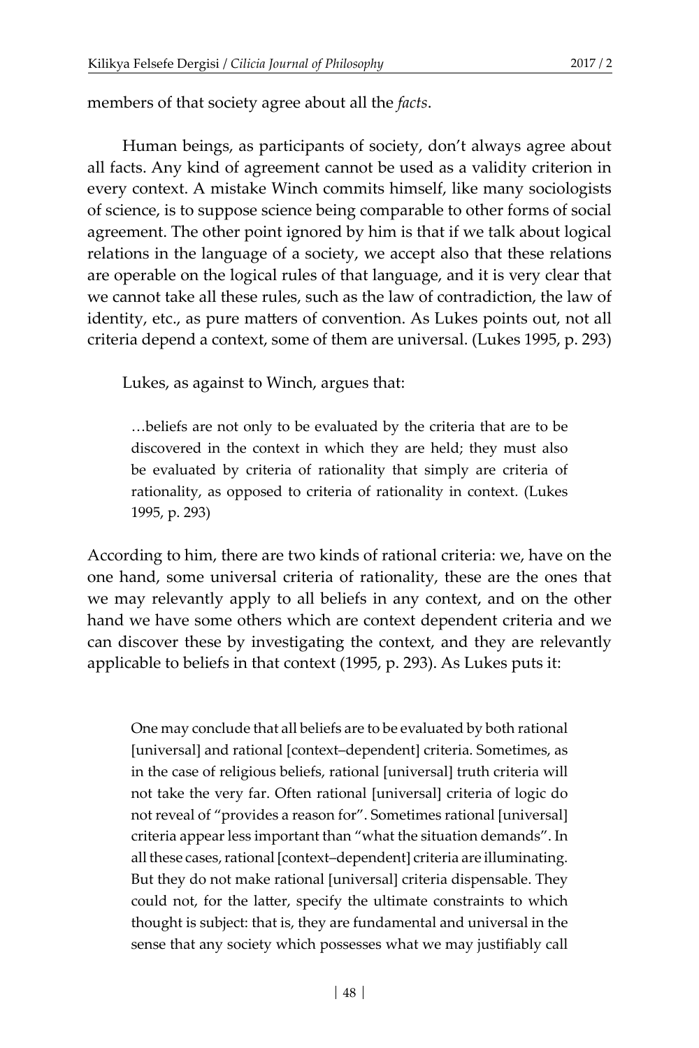members of that society agree about all the *facts*.

Human beings, as participants of society, don't always agree about all facts. Any kind of agreement cannot be used as a validity criterion in every context. A mistake Winch commits himself, like many sociologists of science, is to suppose science being comparable to other forms of social agreement. The other point ignored by him is that if we talk about logical relations in the language of a society, we accept also that these relations are operable on the logical rules of that language, and it is very clear that we cannot take all these rules, such as the law of contradiction, the law of identity, etc., as pure matters of convention. As Lukes points out, not all criteria depend a context, some of them are universal. (Lukes 1995, p. 293)

Lukes, as against to Winch, argues that:

> …beliefs are not only to be evaluated by the criteria that are to be discovered in the context in which they are held; they must also be evaluated by criteria of rationality that simply are criteria of rationality, as opposed to criteria of rationality in context. (Lukes 1995, p. 293)

According to him, there are two kinds of rational criteria: we, have on the one hand, some universal criteria of rationality, these are the ones that we may relevantly apply to all beliefs in any context, and on the other hand we have some others which are context dependent criteria and we can discover these by investigating the context, and they are relevantly applicable to beliefs in that context (1995, p. 293). As Lukes puts it:

> One may conclude that all beliefs are to be evaluated by both rational [universal] and rational [context–dependent] criteria. Sometimes, as in the case of religious beliefs, rational [universal] truth criteria will not take the very far. Often rational [universal] criteria of logic do not reveal of "provides a reason for". Sometimes rational [universal] criteria appear less important than "what the situation demands". In all these cases, rational [context–dependent] criteria are illuminating. But they do not make rational [universal] criteria dispensable. They could not, for the latter, specify the ultimate constraints to which thought is subject: that is, they are fundamental and universal in the sense that any society which possesses what we may justifiably call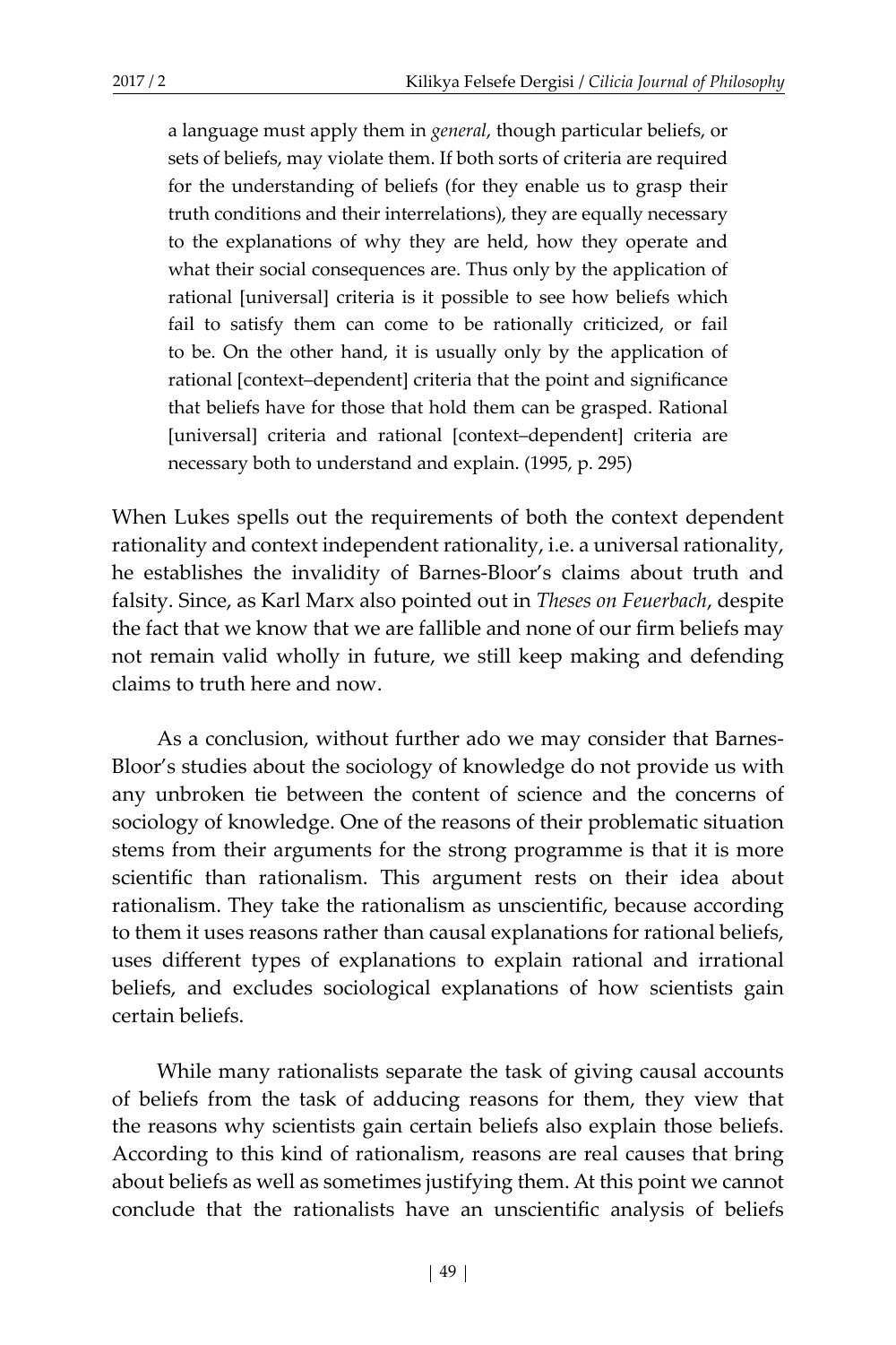> a language must apply them in *general*, though particular beliefs, or sets of beliefs, may violate them. If both sorts of criteria are required for the understanding of beliefs (for they enable us to grasp their truth conditions and their interrelations), they are equally necessary to the explanations of why they are held, how they operate and what their social consequences are. Thus only by the application of rational [universal] criteria is it possible to see how beliefs which fail to satisfy them can come to be rationally criticized, or fail to be. On the other hand, it is usually only by the application of rational [context–dependent] criteria that the point and significance that beliefs have for those that hold them can be grasped. Rational [universal] criteria and rational [context–dependent] criteria are necessary both to understand and explain. (1995, p. 295)

When Lukes spells out the requirements of both the context dependent rationality and context independent rationality, i.e. a universal rationality, he establishes the invalidity of Barnes-Bloor's claims about truth and falsity. Since, as Karl Marx also pointed out in *Theses on Feuerbach*, despite the fact that we know that we are fallible and none of our firm beliefs may not remain valid wholly in future, we still keep making and defending claims to truth here and now.

As a conclusion, without further ado we may consider that Barnes-Bloor's studies about the sociology of knowledge do not provide us with any unbroken tie between the content of science and the concerns of sociology of knowledge. One of the reasons of their problematic situation stems from their arguments for the strong programme is that it is more scientific than rationalism. This argument rests on their idea about rationalism. They take the rationalism as unscientific, because according to them it uses reasons rather than causal explanations for rational beliefs, uses different types of explanations to explain rational and irrational beliefs, and excludes sociological explanations of how scientists gain certain beliefs.

While many rationalists separate the task of giving causal accounts of beliefs from the task of adducing reasons for them, they view that the reasons why scientists gain certain beliefs also explain those beliefs. According to this kind of rationalism, reasons are real causes that bring about beliefs as well as sometimes justifying them. At this point we cannot conclude that the rationalists have an unscientific analysis of beliefs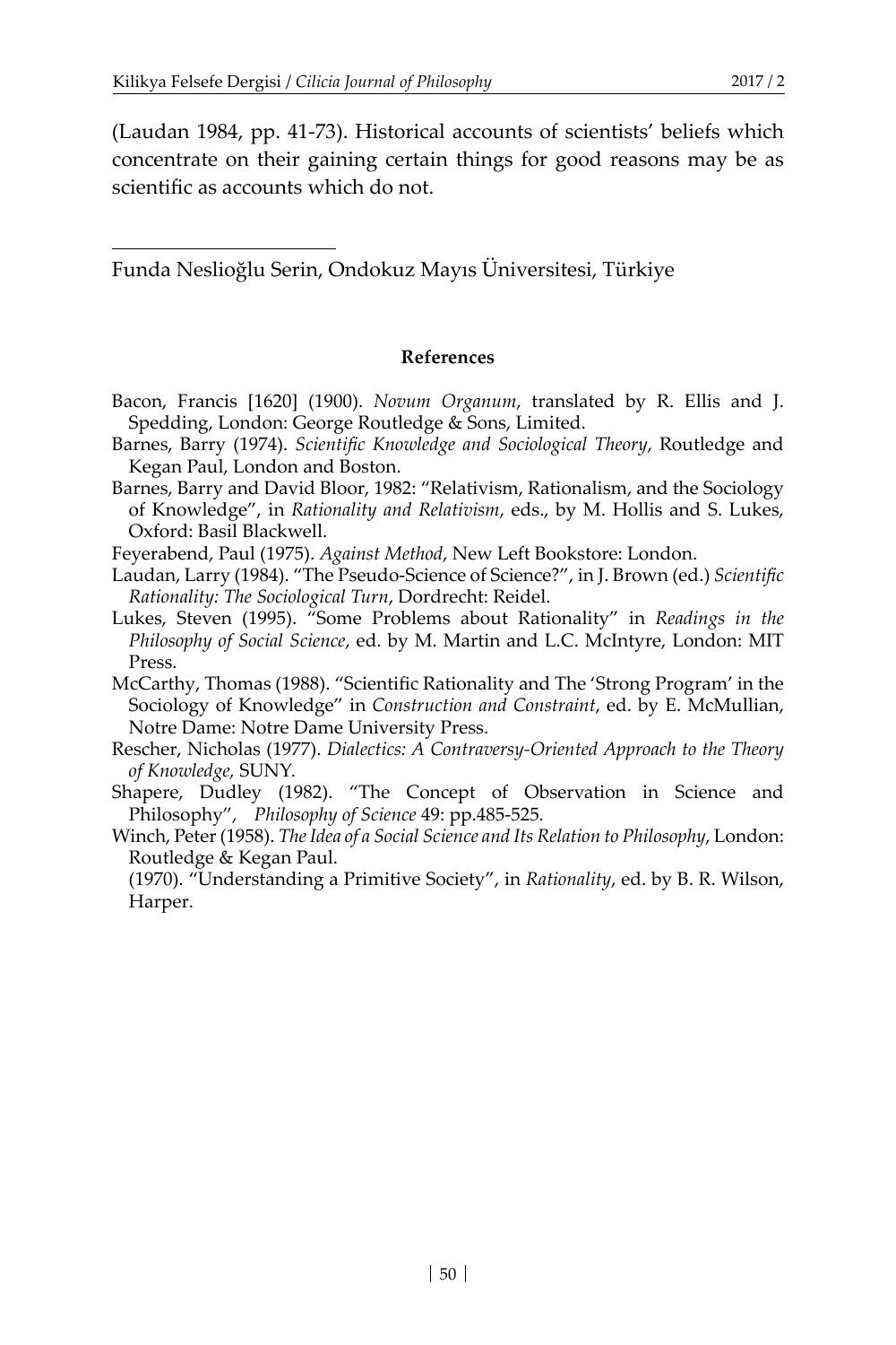(Laudan 1984, pp. 41-73). Historical accounts of scientists' beliefs which concentrate on their gaining certain things for good reasons may be as scientific as accounts which do not.

---

Funda Neslioğlu Serin, Ondokuz Mayıs Üniversitesi, Türkiye

## References

Bacon, Francis [1620] (1900). *Novum Organum*, translated by R. Ellis and J. Spedding, London: George Routledge & Sons, Limited.

Barnes, Barry (1974). *Scientific Knowledge and Sociological Theory*, Routledge and Kegan Paul, London and Boston.

Barnes, Barry and David Bloor, 1982: "Relativism, Rationalism, and the Sociology of Knowledge", in *Rationality and Relativism*, eds., by M. Hollis and S. Lukes, Oxford: Basil Blackwell.

Feyerabend, Paul (1975). *Against Method*, New Left Bookstore: London.

Laudan, Larry (1984). "The Pseudo-Science of Science?", in J. Brown (ed.) *Scientific Rationality: The Sociological Turn*, Dordrecht: Reidel.

Lukes, Steven (1995). "Some Problems about Rationality" in *Readings in the Philosophy of Social Science*, ed. by M. Martin and L.C. McIntyre, London: MIT Press.

McCarthy, Thomas (1988). "Scientific Rationality and The 'Strong Program' in the Sociology of Knowledge" in *Construction and Constraint*, ed. by E. McMullian, Notre Dame: Notre Dame University Press.

Rescher, Nicholas (1977). *Dialectics: A Contraversy-Oriented Approach to the Theory of Knowledge,* SUNY.

Shapere, Dudley (1982). "The Concept of Observation in Science and Philosophy", *Philosophy of Science* 49: pp.485-525.

Winch, Peter (1958). *The Idea of a Social Science and Its Relation to Philosophy*, London: Routledge & Kegan Paul.

(1970). "Understanding a Primitive Society", in *Rationality*, ed. by B. R. Wilson, Harper.